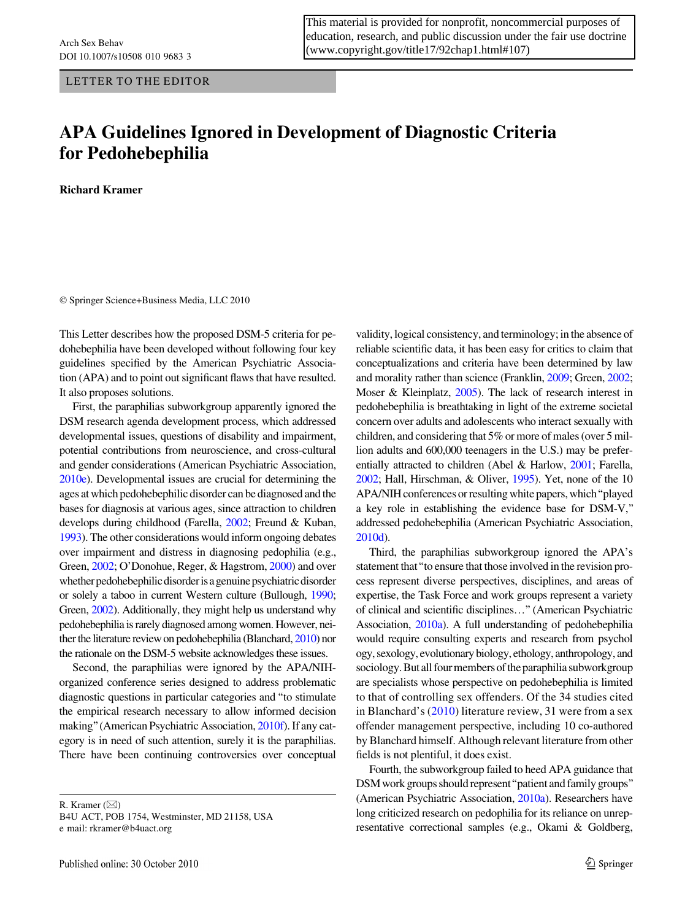This material is provided for nonprofit, noncommercial purposes of education, research, and public discussion under the fair use doctrine (www.copyright.gov/title17/92chap1.html#107)

LETTER TO THE EDITOR

# APA Guidelines Ignored in Development of Diagnostic Criteria for Pedohebephilia

**Richard Kramer**

© Springer Science+Business Media, LLC 2010

This Letter describes how the proposed DSM-5 criteria for pedohebephilia have been developed without following four key guidelines specified by the American Psychiatric Association (APA) and to point out significant flaws that have resulted. It also proposes solutions.

First, the paraphilias subworkgroup apparently ignored the DSM research agenda development process, which addressed developmental issues, questions of disability and impairment, potential contributions from neuroscience, and cross-cultural and gender considerations (American Psychiatric Association, 2010e). Developmental issues are crucial for determining the ages at which pedohebephilic disorder can be diagnosed and the bases for diagnosis at various ages, since attraction to children develops during childhood (Farella, 2002; Freund & Kuban, 1993). The other considerations would inform ongoing debates over impairment and distress in diagnosing pedophilia (e.g., Green, 2002; O'Donohue, Reger, & Hagstrom, 2000) and over whether pedohebephilic disorder is a genuine psychiatric disorder or solely a taboo in current Western culture (Bullough, 1990; Green, 2002). Additionally, they might help us understand why pedohebephilia is rarely diagnosed among women. However, neither the literature review on pedohebephilia (Blanchard, 2010) nor the rationale on the DSM-5 website acknowledges these issues.

Second, the paraphilias were ignored by the APA/NIH-organized conference series designed to address problematic diagnostic questions in particular categories and "to stimulate the empirical research necessary to allow informed decision making" (American Psychiatric Association, 2010f). If any category is in need of such attention, surely it is the paraphilias. There have been continuing controversies over conceptual validity, logical consistency, and terminology; in the absence of reliable scientific data, it has been easy for critics to claim that conceptualizations and criteria have been determined by law and morality rather than science (Franklin, 2009; Green, 2002; Moser & Kleinplatz, 2005). The lack of research interest in pedohebephilia is breathtaking in light of the extreme societal concern over adults and adolescents who interact sexually with children, and considering that 5% or more of males (over 5 million adults and 600,000 teenagers in the U.S.) may be preferentially attracted to children (Abel & Harlow, 2001; Farella, 2002; Hall, Hirschman, & Oliver, 1995). Yet, none of the 10 APA/NIH conferences or resulting white papers, which "played a key role in establishing the evidence base for DSM-V," addressed pedohebephilia (American Psychiatric Association, 2010d).

Third, the paraphilias subworkgroup ignored the APA's statement that "to ensure that those involved in the revision process represent diverse perspectives, disciplines, and areas of expertise, the Task Force and work groups represent a variety of clinical and scientific disciplines…" (American Psychiatric Association, 2010a). A full understanding of pedohebephilia would require consulting experts and research from psychology, sexology, evolutionary biology, ethology, anthropology, and sociology. But all four members of the paraphilia subworkgroup are specialists whose perspective on pedohebephilia is limited to that of controlling sex offenders. Of the 34 studies cited in Blanchard's (2010) literature review, 31 were from a sex offender management perspective, including 10 co-authored by Blanchard himself. Although relevant literature from other fields is not plentiful, it does exist.

Fourth, the subworkgroup failed to heed APA guidance that DSM work groups should represent "patient and family groups" (American Psychiatric Association, 2010a). Researchers have long criticized research on pedophilia for its reliance on unrepresentative correctional samples (e.g., Okami & Goldberg,

R. Kramer (✉)
B4U ACT, POB 1754, Westminster, MD 21158, USA
e mail: rkramer@b4uact.org

Published online: 30 October 2010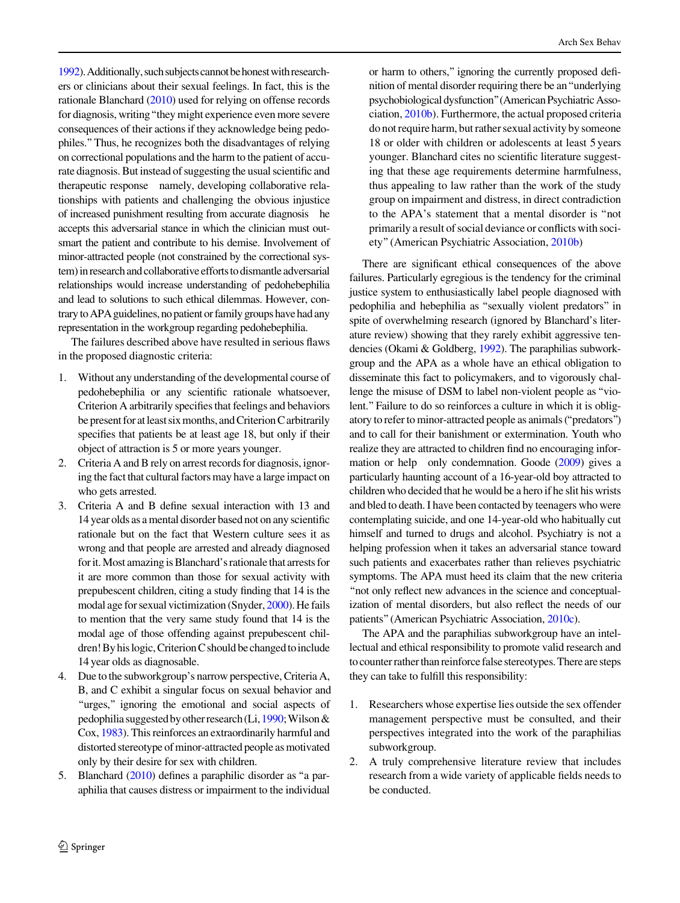1992). Additionally, such subjects cannot be honest with researchers or clinicians about their sexual feelings. In fact, this is the rationale Blanchard (2010) used for relying on offense records for diagnosis, writing "they might experience even more severe consequences of their actions if they acknowledge being pedophiles." Thus, he recognizes both the disadvantages of relying on correctional populations and the harm to the patient of accurate diagnosis. But instead of suggesting the usual scientific and therapeutic response namely, developing collaborative relationships with patients and challenging the obvious injustice of increased punishment resulting from accurate diagnosis he accepts this adversarial stance in which the clinician must outsmart the patient and contribute to his demise. Involvement of minor-attracted people (not constrained by the correctional system) in research and collaborative efforts to dismantle adversarial relationships would increase understanding of pedohebephilia and lead to solutions to such ethical dilemmas. However, contrary to APA guidelines, no patient or family groups have had any representation in the workgroup regarding pedohebephilia.

The failures described above have resulted in serious flaws in the proposed diagnostic criteria:

1. Without any understanding of the developmental course of pedohebephilia or any scientific rationale whatsoever, Criterion A arbitrarily specifies that feelings and behaviors be present for at least six months, and Criterion C arbitrarily specifies that patients be at least age 18, but only if their object of attraction is 5 or more years younger.
2. Criteria A and B rely on arrest records for diagnosis, ignoring the fact that cultural factors may have a large impact on who gets arrested.
3. Criteria A and B define sexual interaction with 13 and 14 year olds as a mental disorder based not on any scientific rationale but on the fact that Western culture sees it as wrong and that people are arrested and already diagnosed for it. Most amazing is Blanchard's rationale that arrests for it are more common than those for sexual activity with prepubescent children, citing a study finding that 14 is the modal age for sexual victimization (Snyder, 2000). He fails to mention that the very same study found that 14 is the modal age of those offending against prepubescent children! By his logic, Criterion C should be changed to include 14 year olds as diagnosable.
4. Due to the subworkgroup's narrow perspective, Criteria A, B, and C exhibit a singular focus on sexual behavior and "urges," ignoring the emotional and social aspects of pedophilia suggested by other research (Li, 1990; Wilson & Cox, 1983). This reinforces an extraordinarily harmful and distorted stereotype of minor-attracted people as motivated only by their desire for sex with children.
5. Blanchard (2010) defines a paraphilic disorder as "a paraphilia that causes distress or impairment to the individual or harm to others," ignoring the currently proposed definition of mental disorder requiring there be an "underlying psychobiological dysfunction" (American Psychiatric Association, 2010b). Furthermore, the actual proposed criteria do not require harm, but rather sexual activity by someone 18 or older with children or adolescents at least 5 years younger. Blanchard cites no scientific literature suggesting that these age requirements determine harmfulness, thus appealing to law rather than the work of the study group on impairment and distress, in direct contradiction to the APA's statement that a mental disorder is "not primarily a result of social deviance or conflicts with society" (American Psychiatric Association, 2010b)

There are significant ethical consequences of the above failures. Particularly egregious is the tendency for the criminal justice system to enthusiastically label people diagnosed with pedophilia and hebephilia as "sexually violent predators" in spite of overwhelming research (ignored by Blanchard's literature review) showing that they rarely exhibit aggressive tendencies (Okami & Goldberg, 1992). The paraphilias subworkgroup and the APA as a whole have an ethical obligation to disseminate this fact to policymakers, and to vigorously challenge the misuse of DSM to label non-violent people as "violent." Failure to do so reinforces a culture in which it is obligatory to refer to minor-attracted people as animals ("predators") and to call for their banishment or extermination. Youth who realize they are attracted to children find no encouraging information or help only condemnation. Goode (2009) gives a particularly haunting account of a 16-year-old boy attracted to children who decided that he would be a hero if he slit his wrists and bled to death. I have been contacted by teenagers who were contemplating suicide, and one 14-year-old who habitually cut himself and turned to drugs and alcohol. Psychiatry is not a helping profession when it takes an adversarial stance toward such patients and exacerbates rather than relieves psychiatric symptoms. The APA must heed its claim that the new criteria "not only reflect new advances in the science and conceptualization of mental disorders, but also reflect the needs of our patients" (American Psychiatric Association, 2010c).

The APA and the paraphilias subworkgroup have an intellectual and ethical responsibility to promote valid research and to counter rather than reinforce false stereotypes. There are steps they can take to fulfill this responsibility:

1. Researchers whose expertise lies outside the sex offender management perspective must be consulted, and their perspectives integrated into the work of the paraphilias subworkgroup.
2. A truly comprehensive literature review that includes research from a wide variety of applicable fields needs to be conducted.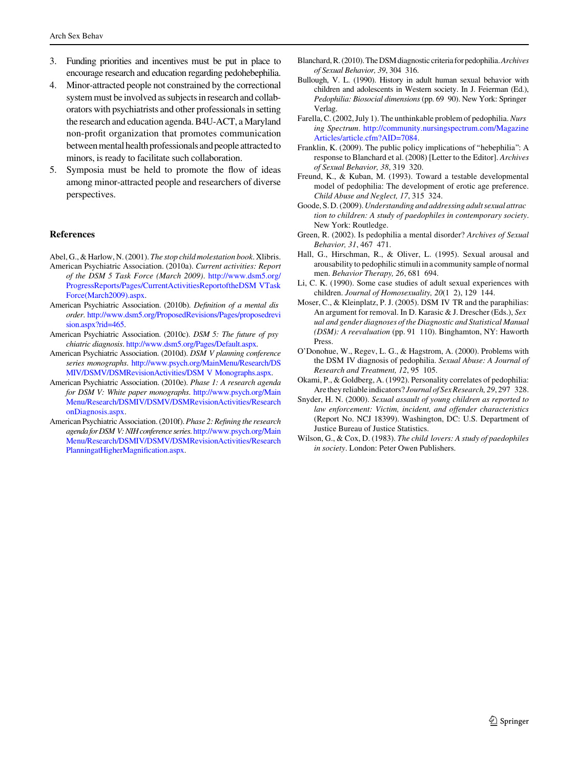3. Funding priorities and incentives must be put in place to encourage research and education regarding pedohebephilia.
4. Minor-attracted people not constrained by the correctional system must be involved as subjects in research and collaborators with psychiatrists and other professionals in setting the research and education agenda. B4U-ACT, a Maryland non-profit organization that promotes communication between mental health professionals and people attracted to minors, is ready to facilitate such collaboration.
5. Symposia must be held to promote the flow of ideas among minor-attracted people and researchers of diverse perspectives.

## References

Abel, G., & Harlow, N. (2001). *The stop child molestation book*. Xlibris.

American Psychiatric Association. (2010a). *Current activities: Report of the DSM 5 Task Force (March 2009)*. http://www.dsm5.org/ProgressReports/Pages/CurrentActivitiesReportoftheDSM VTask Force(March2009).aspx.

American Psychiatric Association. (2010b). *Definition of a mental dis order*. http://www.dsm5.org/ProposedRevisions/Pages/proposedrevision.aspx?rid=465.

American Psychiatric Association. (2010c). *DSM 5: The future of psy chiatric diagnosis*. http://www.dsm5.org/Pages/Default.aspx.

American Psychiatric Association. (2010d). *DSM V planning conference series monographs*. http://www.psych.org/MainMenu/Research/DSMIV/DSMV/DSMRevisionActivities/DSM V Monographs.aspx.

American Psychiatric Association. (2010e). *Phase 1: A research agenda for DSM V: White paper monographs*. http://www.psych.org/MainMenu/Research/DSMIV/DSMV/DSMRevisionActivities/ResearchonDiagnosis.aspx.

American Psychiatric Association. (2010f). *Phase 2: Refining the research agenda for DSM V: NIH conference series*. http://www.psych.org/MainMenu/Research/DSMIV/DSMV/DSMRevisionActivities/ResearchPlanningatHigherMagnification.aspx.

Blanchard, R. (2010). The DSM diagnostic criteria for pedophilia. *Archives of Sexual Behavior, 39*, 304 316.

Bullough, V. L. (1990). History in adult human sexual behavior with children and adolescents in Western society. In J. Feierman (Ed.), *Pedophilia: Biosocial dimensions* (pp. 69 90). New York: Springer Verlag.

Farella, C. (2002, July 1). The unthinkable problem of pedophilia. *Nurs ing Spectrum*. http://community.nursingspectrum.com/MagazineArticles/article.cfm?AID=7084.

Franklin, K. (2009). The public policy implications of "hebephilia": A response to Blanchard et al. (2008) [Letter to the Editor]. *Archives of Sexual Behavior, 38*, 319 320.

Freund, K., & Kuban, M. (1993). Toward a testable developmental model of pedophilia: The development of erotic age preference. *Child Abuse and Neglect, 17*, 315 324.

Goode, S. D. (2009). *Understanding and addressing adult sexual attrac tion to children: A study of paedophiles in contemporary society*. New York: Routledge.

Green, R. (2002). Is pedophilia a mental disorder? *Archives of Sexual Behavior, 31*, 467 471.

Hall, G., Hirschman, R., & Oliver, L. (1995). Sexual arousal and arousability to pedophilic stimuli in a community sample of normal men. *Behavior Therapy, 26*, 681 694.

Li, C. K. (1990). Some case studies of adult sexual experiences with children. *Journal of Homosexuality, 20*(1 2), 129 144.

Moser, C., & Kleinplatz, P. J. (2005). DSM IV TR and the paraphilias: An argument for removal. In D. Karasic & J. Drescher (Eds.), *Sex ual and gender diagnoses of the Diagnostic and Statistical Manual (DSM): A reevaluation* (pp. 91 110). Binghamton, NY: Haworth Press.

O'Donohue, W., Regev, L. G., & Hagstrom, A. (2000). Problems with the DSM IV diagnosis of pedophilia. *Sexual Abuse: A Journal of Research and Treatment, 12*, 95 105.

Okami, P., & Goldberg, A. (1992). Personality correlates of pedophilia: Are they reliable indicators? *Journal of Sex Research, 29*, 297 328.

Snyder, H. N. (2000). *Sexual assault of young children as reported to law enforcement: Victim, incident, and offender characteristics* (Report No. NCJ 18399). Washington, DC: U.S. Department of Justice Bureau of Justice Statistics.

Wilson, G., & Cox, D. (1983). *The child lovers: A study of paedophiles in society*. London: Peter Owen Publishers.